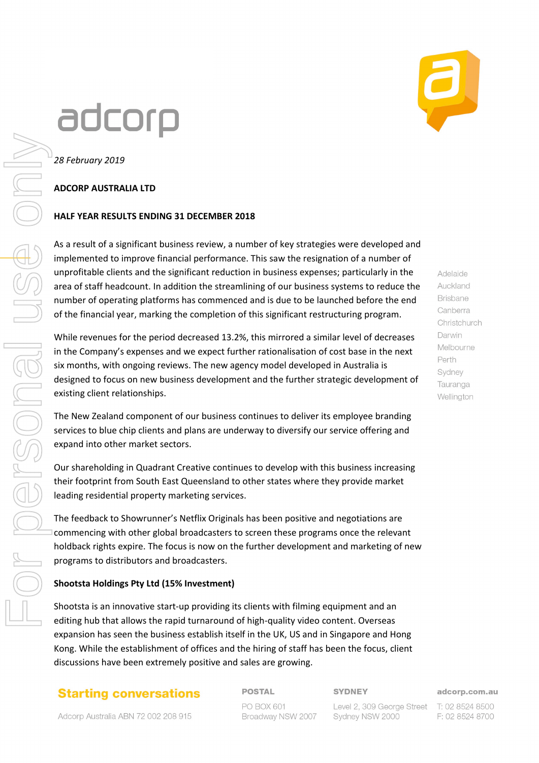*28 February 2019*

**ADCORP AUSTRALIA LTD**

**HALF YEAR RESULTS ENDING 31 DECEMBER 2018**

As a result of a significant business review, a number of key strategies were developed and implemented to improve financial performance. This saw the resignation of a number of unprofitable clients and the significant reduction in business expenses; particularly in the area of staff headcount. In addition the streamlining of our business systems to reduce the number of operating platforms has commenced and is due to be launched before the end of the financial year, marking the completion of this significant restructuring program.

While revenues for the period decreased 13.2%, this mirrored a similar level of decreases in the Company's expenses and we expect further rationalisation of cost base in the next six months, with ongoing reviews. The new agency model developed in Australia is designed to focus on new business development and the further strategic development of existing client relationships.

The New Zealand component of our business continues to deliver its employee branding services to blue chip clients and plans are underway to diversify our service offering and expand into other market sectors.

Our shareholding in Quadrant Creative continues to develop with this business increasing their footprint from South East Queensland to other states where they provide market leading residential property marketing services.

The feedback to Showrunner's Netflix Originals has been positive and negotiations are commencing with other global broadcasters to screen these programs once the relevant holdback rights expire. The focus is now on the further development and marketing of new programs to distributors and broadcasters.

**Shootsta Holdings Pty Ltd (15% Investment)**

Shootsta is an innovative start-up providing its clients with filming equipment and an editing hub that allows the rapid turnaround of high-quality video content. Overseas expansion has seen the business establish itself in the UK, US and in Singapore and Hong Kong. While the establishment of offices and the hiring of staff has been the focus, client discussions have been extremely positive and sales are growing.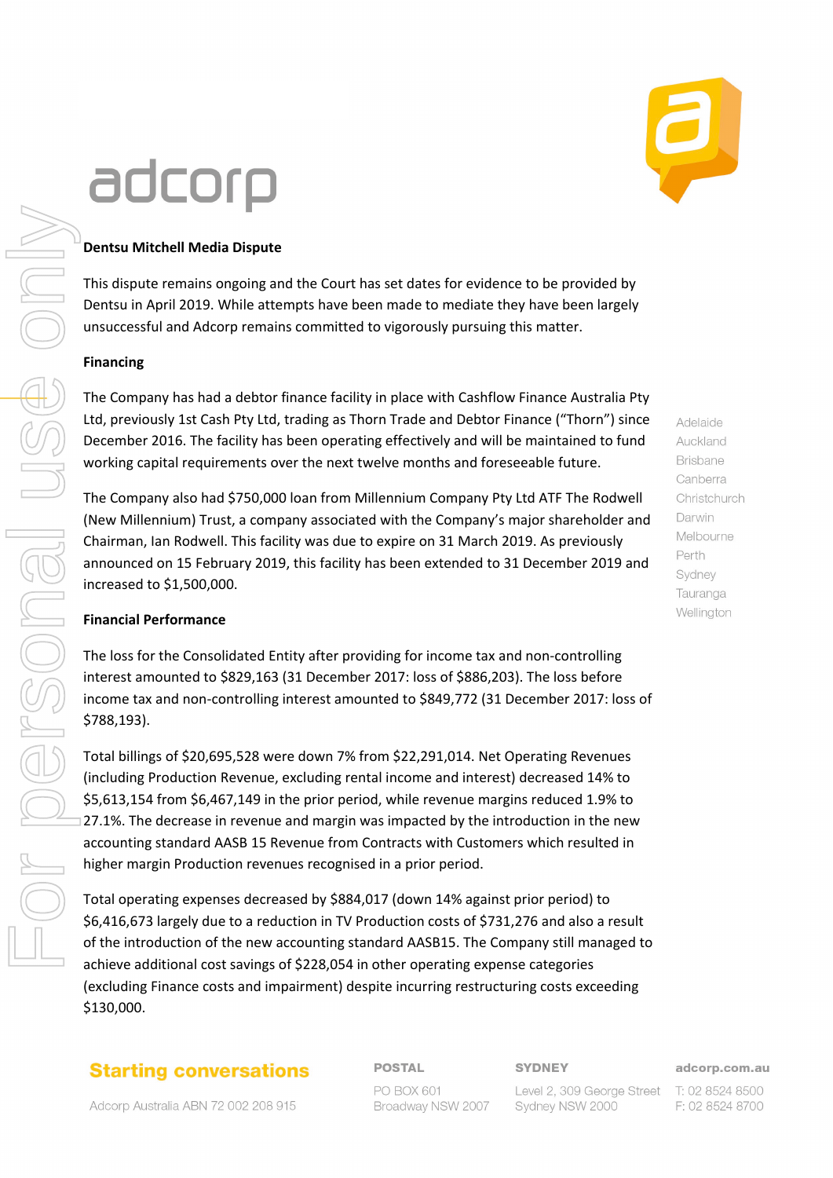### Dentsu Mitchell Media Dispute

This dispute remains ongoing and the Court has set dates for evidence to be provided by Dentsu in April 2019. While attempts have been made to mediate they have been largely unsuccessful and Adcorp remains committed to vigorously pursuing this matter.

### Financing

The Company has had a debtor finance facility in place with Cashflow Finance Australia Pty Ltd, previously 1st Cash Pty Ltd, trading as Thorn Trade and Debtor Finance ("Thorn") since December 2016. The facility has been operating effectively and will be maintained to fund working capital requirements over the next twelve months and foreseeable future.

The Company also had $750,000 loan from Millennium Company Pty Ltd ATF The Rodwell (New Millennium) Trust, a company associated with the Company's major shareholder and Chairman, Ian Rodwell. This facility was due to expire on 31 March 2019. As previously announced on 15 February 2019, this facility has been extended to 31 December 2019 and increased to $1,500,000.

### Financial Performance

The loss for the Consolidated Entity after providing for income tax and non-controlling interest amounted to $829,163 (31 December 2017: loss of $886,203). The loss before income tax and non-controlling interest amounted to $849,772 (31 December 2017: loss of $788,193).

Total billings of $20,695,528 were down 7% from $22,291,014. Net Operating Revenues (including Production Revenue, excluding rental income and interest) decreased 14% to $5,613,154 from $6,467,149 in the prior period, while revenue margins reduced 1.9% to 27.1%. The decrease in revenue and margin was impacted by the introduction in the new accounting standard AASB 15 Revenue from Contracts with Customers which resulted in higher margin Production revenues recognised in a prior period.

Total operating expenses decreased by $884,017 (down 14% against prior period) to $6,416,673 largely due to a reduction in TV Production costs of $731,276 and also a result of the introduction of the new accounting standard AASB15. The Company still managed to achieve additional cost savings of $228,054 in other operating expense categories (excluding Finance costs and impairment) despite incurring restructuring costs exceeding $130,000.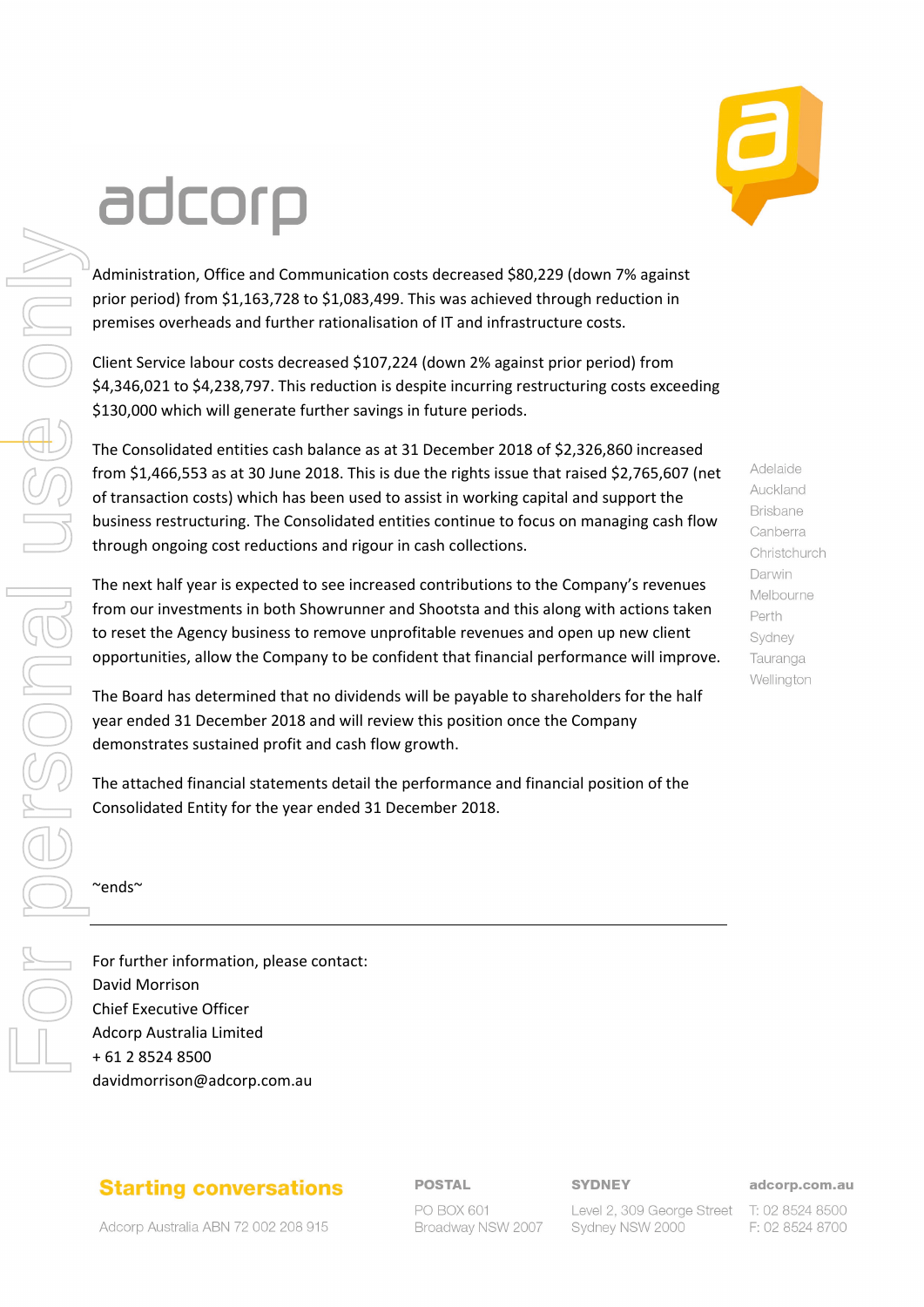adcorp

Administration, Office and Communication costs decreased $80,229 (down 7% against prior period) from $1,163,728 to $1,083,499. This was achieved through reduction in premises overheads and further rationalisation of IT and infrastructure costs.

Client Service labour costs decreased $107,224 (down 2% against prior period) from $4,346,021 to $4,238,797. This reduction is despite incurring restructuring costs exceeding $130,000 which will generate further savings in future periods.

The Consolidated entities cash balance as at 31 December 2018 of $2,326,860 increased from $1,466,553 as at 30 June 2018. This is due the rights issue that raised $2,765,607 (net of transaction costs) which has been used to assist in working capital and support the business restructuring. The Consolidated entities continue to focus on managing cash flow through ongoing cost reductions and rigour in cash collections.

The next half year is expected to see increased contributions to the Company's revenues from our investments in both Showrunner and Shootsta and this along with actions taken to reset the Agency business to remove unprofitable revenues and open up new client opportunities, allow the Company to be confident that financial performance will improve.

The Board has determined that no dividends will be payable to shareholders for the half year ended 31 December 2018 and will review this position once the Company demonstrates sustained profit and cash flow growth.

The attached financial statements detail the performance and financial position of the Consolidated Entity for the year ended 31 December 2018.

~ends~

---

For further information, please contact:
David Morrison
Chief Executive Officer
Adcorp Australia Limited
+ 61 2 8524 8500
davidmorrison@adcorp.com.au